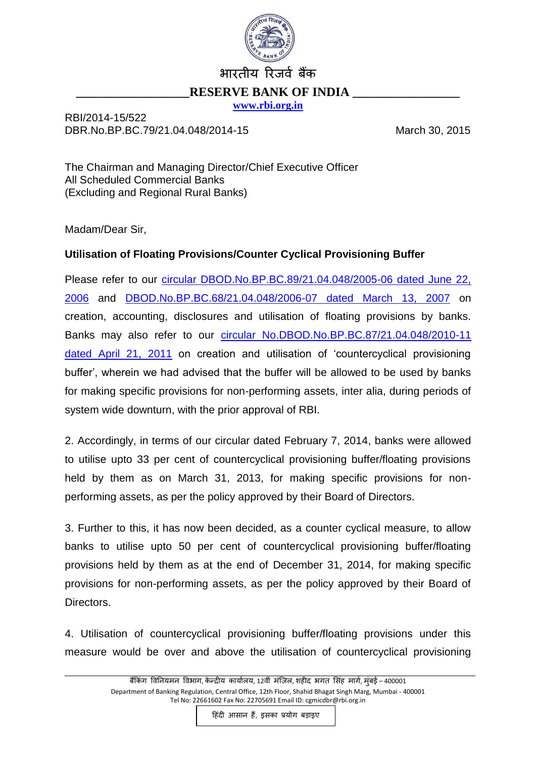भारतीय रिजर्व बैंक

**RESERVE BANK OF INDIA**

www.rbi.org.in

RBI/2014-15/522
DBR.No.BP.BC.79/21.04.048/2014-15

March 30, 2015

The Chairman and Managing Director/Chief Executive Officer
All Scheduled Commercial Banks
(Excluding and Regional Rural Banks)

Madam/Dear Sir,

**Utilisation of Floating Provisions/Counter Cyclical Provisioning Buffer**

Please refer to our circular DBOD.No.BP.BC.89/21.04.048/2005-06 dated June 22, 2006 and DBOD.No.BP.BC.68/21.04.048/2006-07 dated March 13, 2007 on creation, accounting, disclosures and utilisation of floating provisions by banks. Banks may also refer to our circular No.DBOD.No.BP.BC.87/21.04.048/2010-11 dated April 21, 2011 on creation and utilisation of 'countercyclical provisioning buffer', wherein we had advised that the buffer will be allowed to be used by banks for making specific provisions for non-performing assets, inter alia, during periods of system wide downturn, with the prior approval of RBI.

2. Accordingly, in terms of our circular dated February 7, 2014, banks were allowed to utilise upto 33 per cent of countercyclical provisioning buffer/floating provisions held by them as on March 31, 2013, for making specific provisions for non-performing assets, as per the policy approved by their Board of Directors.

3. Further to this, it has now been decided, as a counter cyclical measure, to allow banks to utilise upto 50 per cent of countercyclical provisioning buffer/floating provisions held by them as at the end of December 31, 2014, for making specific provisions for non-performing assets, as per the policy approved by their Board of Directors.

4. Utilisation of countercyclical provisioning buffer/floating provisions under this measure would be over and above the utilisation of countercyclical provisioning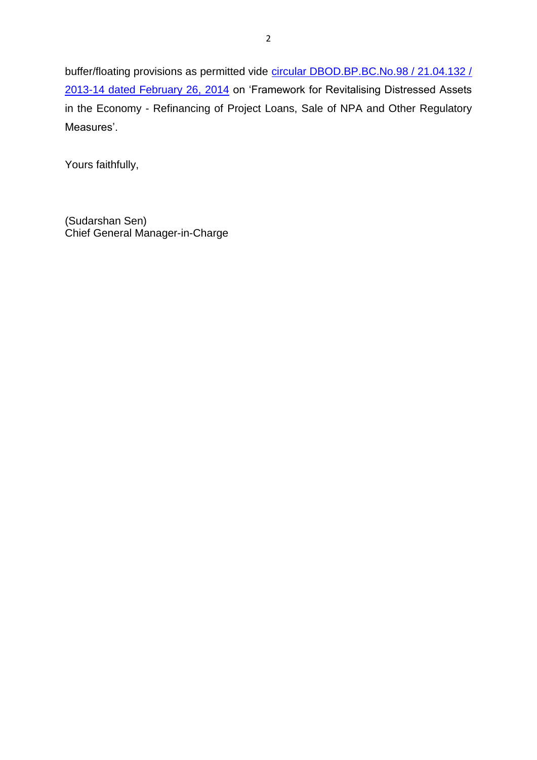buffer/floating provisions as permitted vide circular DBOD.BP.BC.No.98 / 21.04.132 / 2013-14 dated February 26, 2014 on 'Framework for Revitalising Distressed Assets in the Economy - Refinancing of Project Loans, Sale of NPA and Other Regulatory Measures'.

Yours faithfully,

(Sudarshan Sen)
Chief General Manager-in-Charge